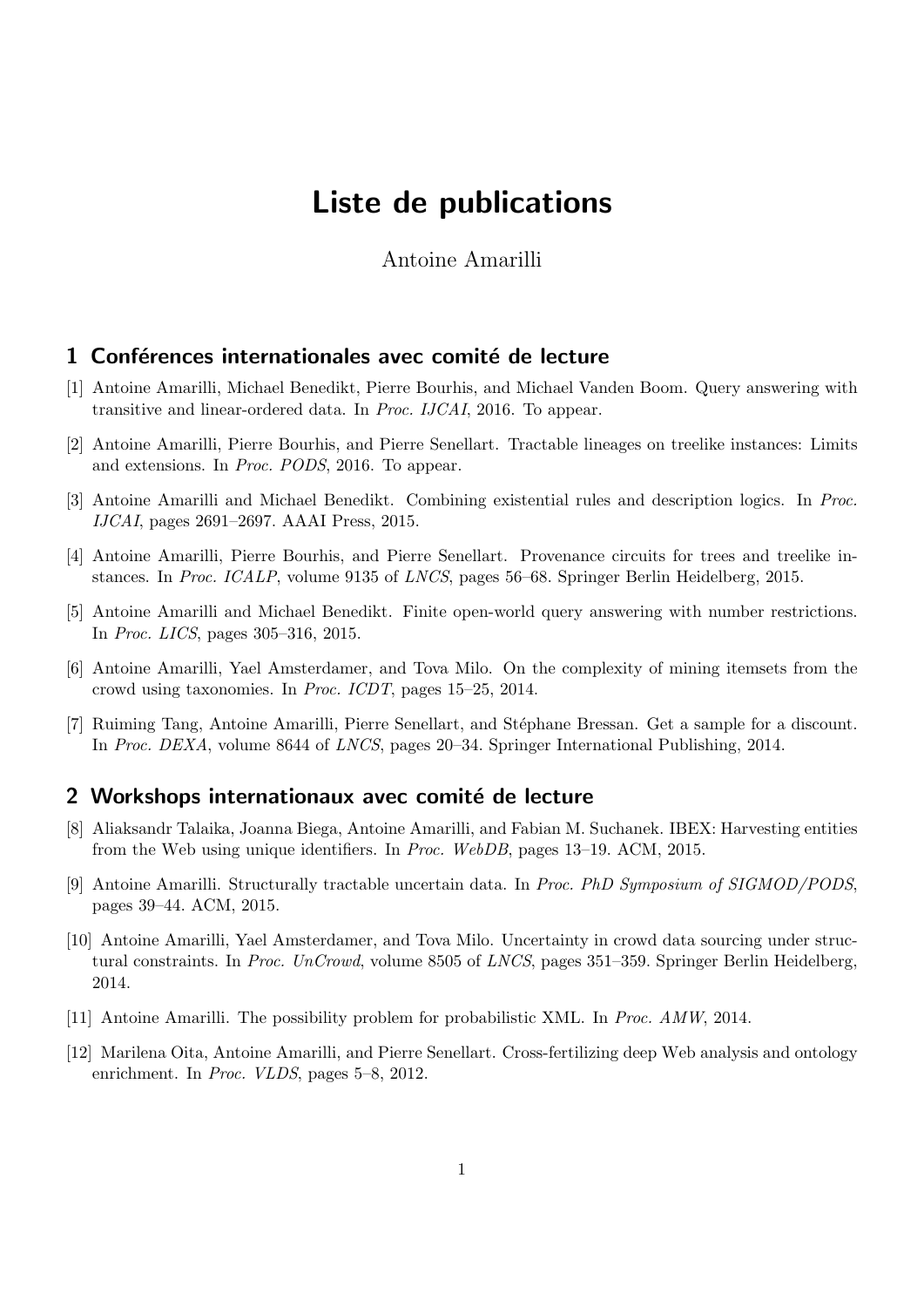# Liste de publications

Antoine Amarilli

## 1 Conférences internationales avec comité de lecture

[1] Antoine Amarilli, Michael Benedikt, Pierre Bourhis, and Michael Vanden Boom. Query answering with transitive and linear-ordered data. In *Proc. IJCAI*, 2016. To appear.

[2] Antoine Amarilli, Pierre Bourhis, and Pierre Senellart. Tractable lineages on treelike instances: Limits and extensions. In *Proc. PODS*, 2016. To appear.

[3] Antoine Amarilli and Michael Benedikt. Combining existential rules and description logics. In *Proc. IJCAI*, pages 2691–2697. AAAI Press, 2015.

[4] Antoine Amarilli, Pierre Bourhis, and Pierre Senellart. Provenance circuits for trees and treelike instances. In *Proc. ICALP*, volume 9135 of *LNCS*, pages 56–68. Springer Berlin Heidelberg, 2015.

[5] Antoine Amarilli and Michael Benedikt. Finite open-world query answering with number restrictions. In *Proc. LICS*, pages 305–316, 2015.

[6] Antoine Amarilli, Yael Amsterdamer, and Tova Milo. On the complexity of mining itemsets from the crowd using taxonomies. In *Proc. ICDT*, pages 15–25, 2014.

[7] Ruiming Tang, Antoine Amarilli, Pierre Senellart, and Stéphane Bressan. Get a sample for a discount. In *Proc. DEXA*, volume 8644 of *LNCS*, pages 20–34. Springer International Publishing, 2014.

## 2 Workshops internationaux avec comité de lecture

[8] Aliaksandr Talaika, Joanna Biega, Antoine Amarilli, and Fabian M. Suchanek. IBEX: Harvesting entities from the Web using unique identifiers. In *Proc. WebDB*, pages 13–19. ACM, 2015.

[9] Antoine Amarilli. Structurally tractable uncertain data. In *Proc. PhD Symposium of SIGMOD/PODS*, pages 39–44. ACM, 2015.

[10] Antoine Amarilli, Yael Amsterdamer, and Tova Milo. Uncertainty in crowd data sourcing under structural constraints. In *Proc. UnCrowd*, volume 8505 of *LNCS*, pages 351–359. Springer Berlin Heidelberg, 2014.

[11] Antoine Amarilli. The possibility problem for probabilistic XML. In *Proc. AMW*, 2014.

[12] Marilena Oita, Antoine Amarilli, and Pierre Senellart. Cross-fertilizing deep Web analysis and ontology enrichment. In *Proc. VLDS*, pages 5–8, 2012.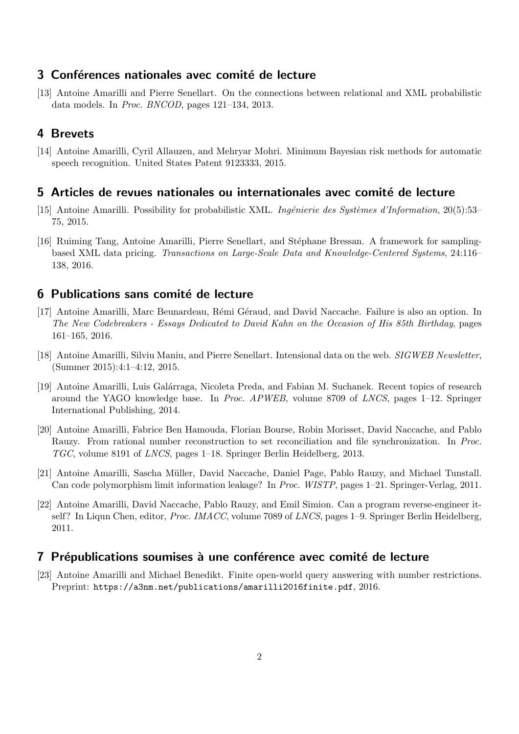## 3 Conférences nationales avec comité de lecture

[13] Antoine Amarilli and Pierre Senellart. On the connections between relational and XML probabilistic data models. In *Proc. BNCOD*, pages 121–134, 2013.

## 4 Brevets

[14] Antoine Amarilli, Cyril Allauzen, and Mehryar Mohri. Minimum Bayesian risk methods for automatic speech recognition. United States Patent 9123333, 2015.

## 5 Articles de revues nationales ou internationales avec comité de lecture

[15] Antoine Amarilli. Possibility for probabilistic XML. *Ingénierie des Systèmes d'Information*, 20(5):53–75, 2015.

[16] Ruiming Tang, Antoine Amarilli, Pierre Senellart, and Stéphane Bressan. A framework for sampling-based XML data pricing. *Transactions on Large-Scale Data and Knowledge-Centered Systems*, 24:116–138, 2016.

## 6 Publications sans comité de lecture

[17] Antoine Amarilli, Marc Beunardeau, Rémi Géraud, and David Naccache. Failure is also an option. In *The New Codebreakers - Essays Dedicated to David Kahn on the Occasion of His 85th Birthday*, pages 161–165, 2016.

[18] Antoine Amarilli, Silviu Maniu, and Pierre Senellart. Intensional data on the web. *SIGWEB Newsletter*, (Summer 2015):4:1–4:12, 2015.

[19] Antoine Amarilli, Luis Galárraga, Nicoleta Preda, and Fabian M. Suchanek. Recent topics of research around the YAGO knowledge base. In *Proc. APWEB*, volume 8709 of *LNCS*, pages 1–12. Springer International Publishing, 2014.

[20] Antoine Amarilli, Fabrice Ben Hamouda, Florian Bourse, Robin Morisset, David Naccache, and Pablo Rauzy. From rational number reconstruction to set reconciliation and file synchronization. In *Proc. TGC*, volume 8191 of *LNCS*, pages 1–18. Springer Berlin Heidelberg, 2013.

[21] Antoine Amarilli, Sascha Müller, David Naccache, Daniel Page, Pablo Rauzy, and Michael Tunstall. Can code polymorphism limit information leakage? In *Proc. WISTP*, pages 1–21. Springer-Verlag, 2011.

[22] Antoine Amarilli, David Naccache, Pablo Rauzy, and Emil Simion. Can a program reverse-engineer itself? In Liqun Chen, editor, *Proc. IMACC*, volume 7089 of *LNCS*, pages 1–9. Springer Berlin Heidelberg, 2011.

## 7 Prépublications soumises à une conférence avec comité de lecture

[23] Antoine Amarilli and Michael Benedikt. Finite open-world query answering with number restrictions. Preprint: `https://a3nm.net/publications/amarilli2016finite.pdf`, 2016.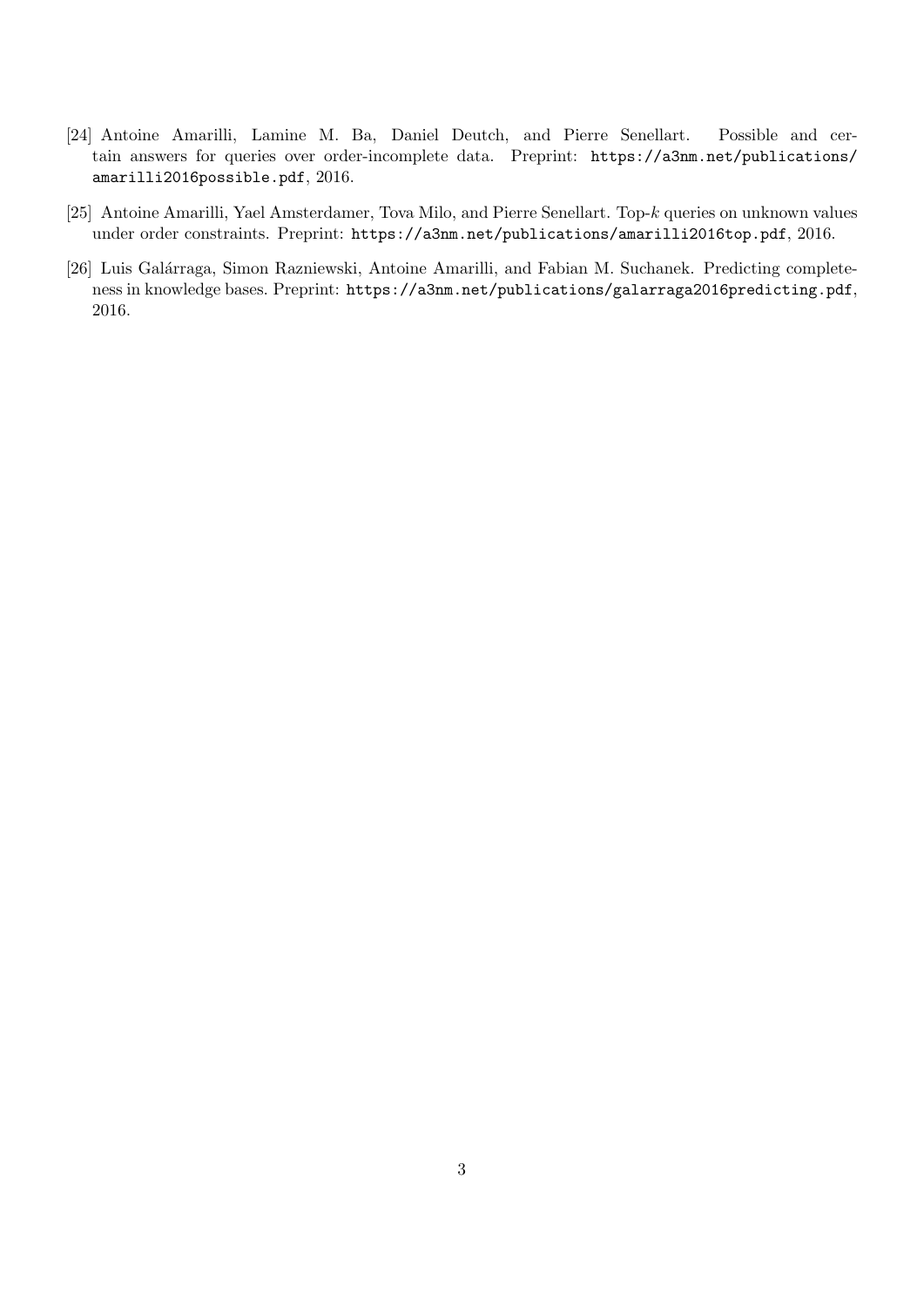[24] Antoine Amarilli, Lamine M. Ba, Daniel Deutch, and Pierre Senellart. Possible and certain answers for queries over order-incomplete data. Preprint: https://a3nm.net/publications/amarilli2016possible.pdf, 2016.

[25] Antoine Amarilli, Yael Amsterdamer, Tova Milo, and Pierre Senellart. Top-$k$ queries on unknown values under order constraints. Preprint: https://a3nm.net/publications/amarilli2016top.pdf, 2016.

[26] Luis Galárraga, Simon Razniewski, Antoine Amarilli, and Fabian M. Suchanek. Predicting completeness in knowledge bases. Preprint: https://a3nm.net/publications/galarraga2016predicting.pdf, 2016.